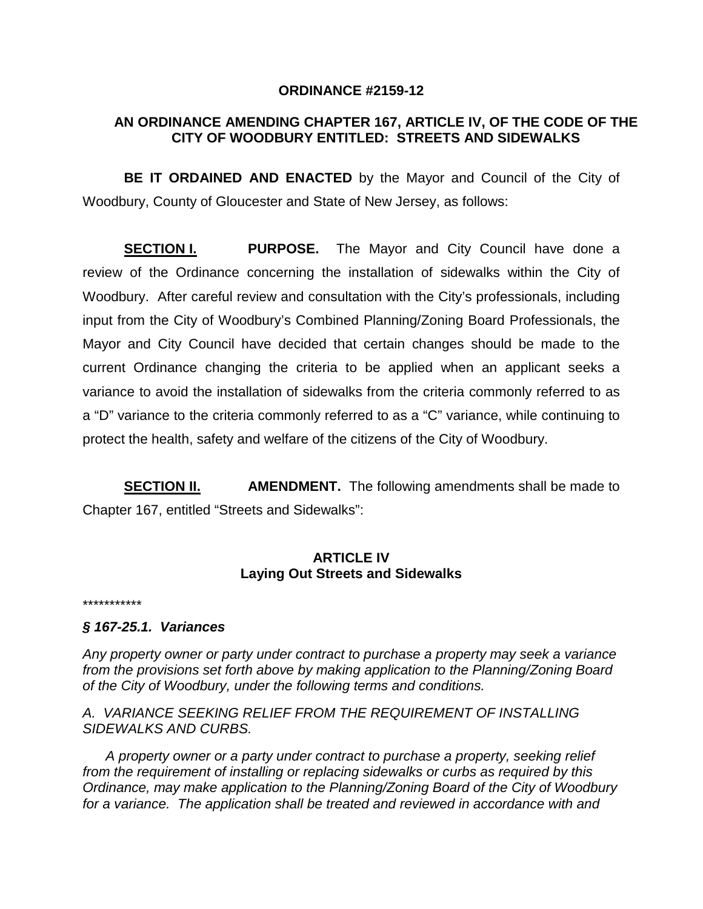**ORDINANCE #2159-12**

**AN ORDINANCE AMENDING CHAPTER 167, ARTICLE IV, OF THE CODE OF THE CITY OF WOODBURY ENTITLED: STREETS AND SIDEWALKS**

**BE IT ORDAINED AND ENACTED** by the Mayor and Council of the City of Woodbury, County of Gloucester and State of New Jersey, as follows:

**SECTION I.** **PURPOSE.** The Mayor and City Council have done a review of the Ordinance concerning the installation of sidewalks within the City of Woodbury. After careful review and consultation with the City's professionals, including input from the City of Woodbury's Combined Planning/Zoning Board Professionals, the Mayor and City Council have decided that certain changes should be made to the current Ordinance changing the criteria to be applied when an applicant seeks a variance to avoid the installation of sidewalks from the criteria commonly referred to as a "D" variance to the criteria commonly referred to as a "C" variance, while continuing to protect the health, safety and welfare of the citizens of the City of Woodbury.

**SECTION II.** **AMENDMENT.** The following amendments shall be made to Chapter 167, entitled "Streets and Sidewalks":

**ARTICLE IV**
**Laying Out Streets and Sidewalks**

***********

***§ 167-25.1. Variances***

*Any property owner or party under contract to purchase a property may seek a variance from the provisions set forth above by making application to the Planning/Zoning Board of the City of Woodbury, under the following terms and conditions.*

*A. VARIANCE SEEKING RELIEF FROM THE REQUIREMENT OF INSTALLING SIDEWALKS AND CURBS.*

*A property owner or a party under contract to purchase a property, seeking relief from the requirement of installing or replacing sidewalks or curbs as required by this Ordinance, may make application to the Planning/Zoning Board of the City of Woodbury for a variance. The application shall be treated and reviewed in accordance with and*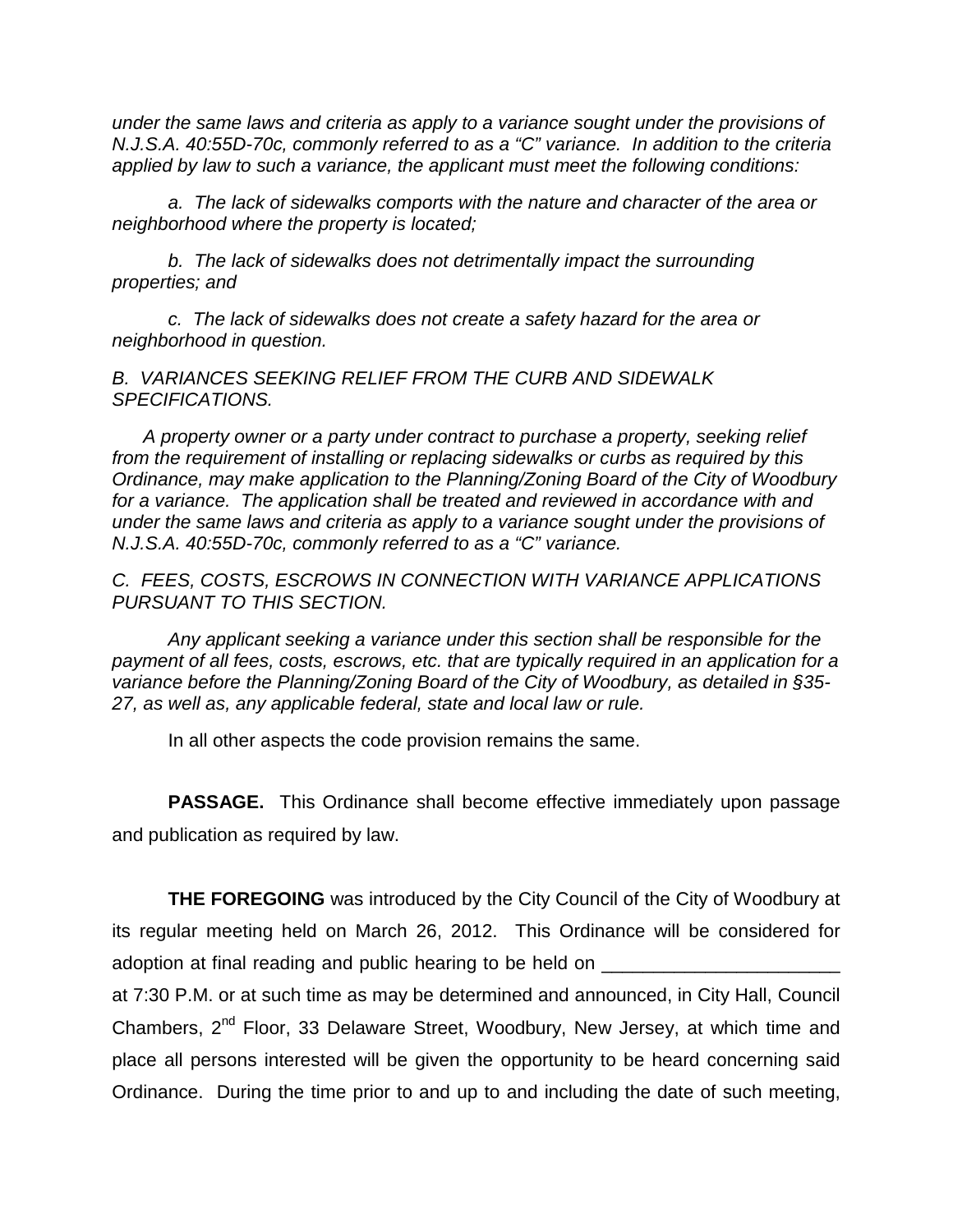*under the same laws and criteria as apply to a variance sought under the provisions of N.J.S.A. 40:55D-70c, commonly referred to as a "C" variance. In addition to the criteria applied by law to such a variance, the applicant must meet the following conditions:*

*a. The lack of sidewalks comports with the nature and character of the area or neighborhood where the property is located;*

*b. The lack of sidewalks does not detrimentally impact the surrounding properties; and*

*c. The lack of sidewalks does not create a safety hazard for the area or neighborhood in question.*

*B. VARIANCES SEEKING RELIEF FROM THE CURB AND SIDEWALK SPECIFICATIONS.*

*A property owner or a party under contract to purchase a property, seeking relief from the requirement of installing or replacing sidewalks or curbs as required by this Ordinance, may make application to the Planning/Zoning Board of the City of Woodbury for a variance. The application shall be treated and reviewed in accordance with and under the same laws and criteria as apply to a variance sought under the provisions of N.J.S.A. 40:55D-70c, commonly referred to as a "C" variance.*

*C. FEES, COSTS, ESCROWS IN CONNECTION WITH VARIANCE APPLICATIONS PURSUANT TO THIS SECTION.*

*Any applicant seeking a variance under this section shall be responsible for the payment of all fees, costs, escrows, etc. that are typically required in an application for a variance before the Planning/Zoning Board of the City of Woodbury, as detailed in §35-27, as well as, any applicable federal, state and local law or rule.*

In all other aspects the code provision remains the same.

**PASSAGE.** This Ordinance shall become effective immediately upon passage and publication as required by law.

**THE FOREGOING** was introduced by the City Council of the City of Woodbury at its regular meeting held on March 26, 2012. This Ordinance will be considered for adoption at final reading and public hearing to be held on _______________________ at 7:30 P.M. or at such time as may be determined and announced, in City Hall, Council Chambers, 2nd Floor, 33 Delaware Street, Woodbury, New Jersey, at which time and place all persons interested will be given the opportunity to be heard concerning said Ordinance. During the time prior to and up to and including the date of such meeting,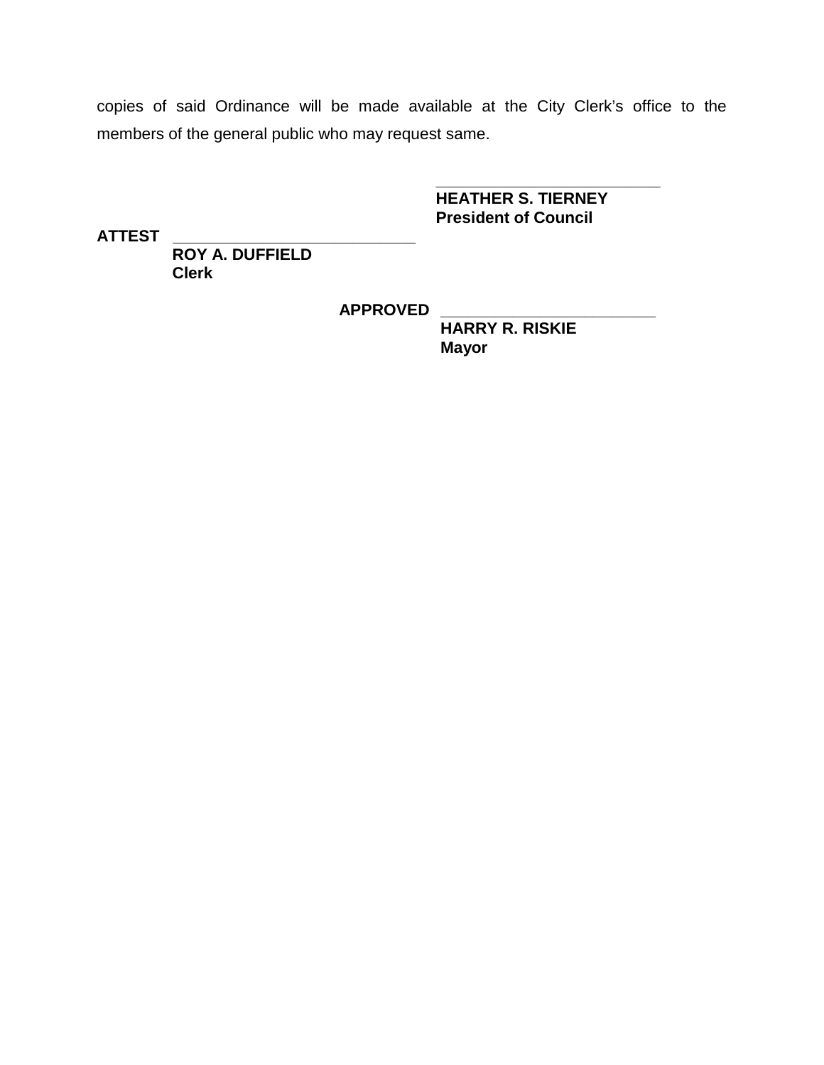copies of said Ordinance will be made available at the City Clerk's office to the members of the general public who may request same.

\_\_\_\_\_\_\_\_\_\_\_\_\_\_\_\_\_\_\_\_\_\_\_\_\_\_

**HEATHER S. TIERNEY**
**President of Council**

**ATTEST** \_\_\_\_\_\_\_\_\_\_\_\_\_\_\_\_\_\_\_\_\_\_\_\_\_\_\_\_

**ROY A. DUFFIELD**
**Clerk**

**APPROVED** \_\_\_\_\_\_\_\_\_\_\_\_\_\_\_\_\_\_\_\_\_\_\_\_\_

**HARRY R. RISKIE**
**Mayor**